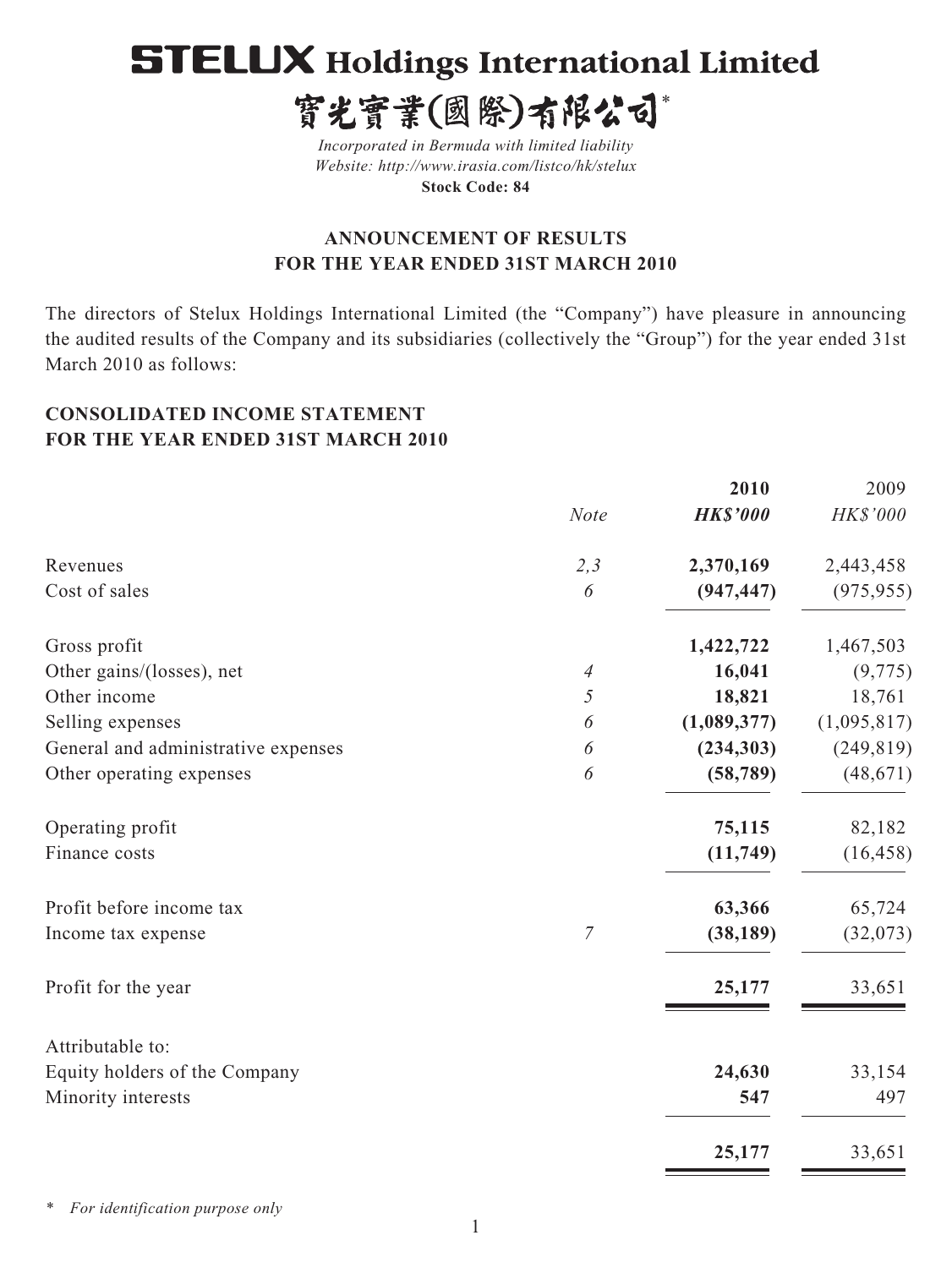# STELUX Holdings International Limited

# 寶光實業(國際)有限公司*

*Incorporated in Bermuda with limited liability*
*Website: http://www.irasia.com/listco/hk/stelux*
**Stock Code: 84**

## ANNOUNCEMENT OF RESULTS FOR THE YEAR ENDED 31ST MARCH 2010

The directors of Stelux Holdings International Limited (the "Company") have pleasure in announcing the audited results of the Company and its subsidiaries (collectively the "Group") for the year ended 31st March 2010 as follows:

## CONSOLIDATED INCOME STATEMENT FOR THE YEAR ENDED 31ST MARCH 2010

| | Note | 2010 HK$'000 | 2009 HK$'000 |
|---|---|---|---|
| Revenues | 2,3 | **2,370,169** | 2,443,458 |
| Cost of sales | 6 | **(947,447)** | (975,955) |
| Gross profit | | **1,422,722** | 1,467,503 |
| Other gains/(losses), net | 4 | **16,041** | (9,775) |
| Other income | 5 | **18,821** | 18,761 |
| Selling expenses | 6 | **(1,089,377)** | (1,095,817) |
| General and administrative expenses | 6 | **(234,303)** | (249,819) |
| Other operating expenses | 6 | **(58,789)** | (48,671) |
| Operating profit | | **75,115** | 82,182 |
| Finance costs | | **(11,749)** | (16,458) |
| Profit before income tax | | **63,366** | 65,724 |
| Income tax expense | 7 | **(38,189)** | (32,073) |
| Profit for the year | | **25,177** | 33,651 |
| Attributable to: | | | |
| Equity holders of the Company | | **24,630** | 33,154 |
| Minority interests | | **547** | 497 |
| | | **25,177** | 33,651 |

\* *For identification purpose only*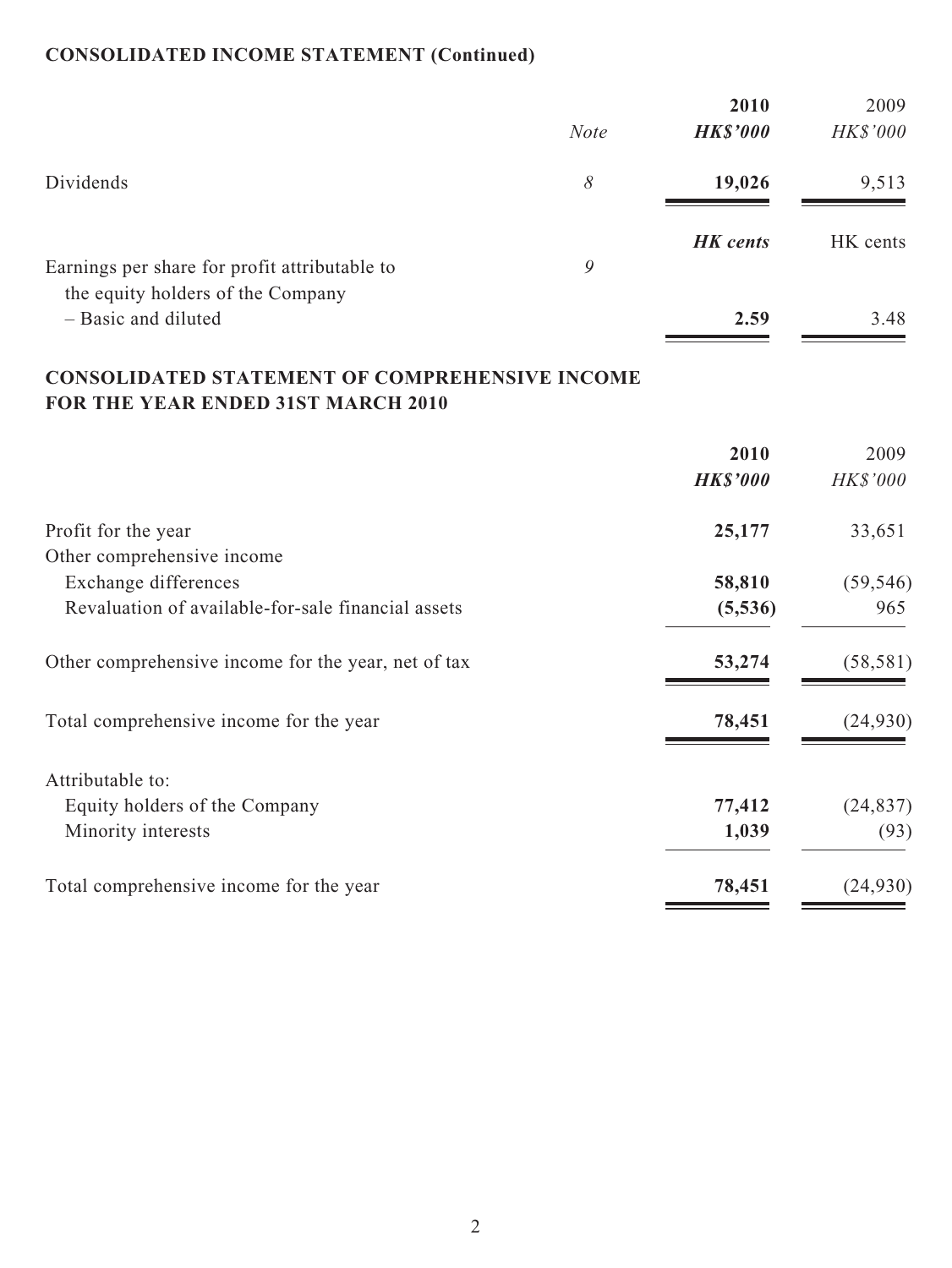**CONSOLIDATED INCOME STATEMENT (Continued)**

| | Note | 2010 | 2009 |
|---|---|---|---|
| | | ***HK$'000*** | *HK$'000* |
| Dividends | *8* | **19,026** | 9,513 |
| | | ***HK cents*** | HK cents |
| Earnings per share for profit attributable to the equity holders of the Company | *9* | | |
| – Basic and diluted | | **2.59** | 3.48 |

## CONSOLIDATED STATEMENT OF COMPREHENSIVE INCOME FOR THE YEAR ENDED 31ST MARCH 2010

| | 2010 | 2009 |
|---|---|---|
| | ***HK$'000*** | *HK$'000* |
| Profit for the year | **25,177** | 33,651 |
| Other comprehensive income | | |
| Exchange differences | **58,810** | (59,546) |
| Revaluation of available-for-sale financial assets | **(5,536)** | 965 |
| Other comprehensive income for the year, net of tax | **53,274** | (58,581) |
| Total comprehensive income for the year | **78,451** | (24,930) |
| Attributable to: | | |
| Equity holders of the Company | **77,412** | (24,837) |
| Minority interests | **1,039** | (93) |
| Total comprehensive income for the year | **78,451** | (24,930) |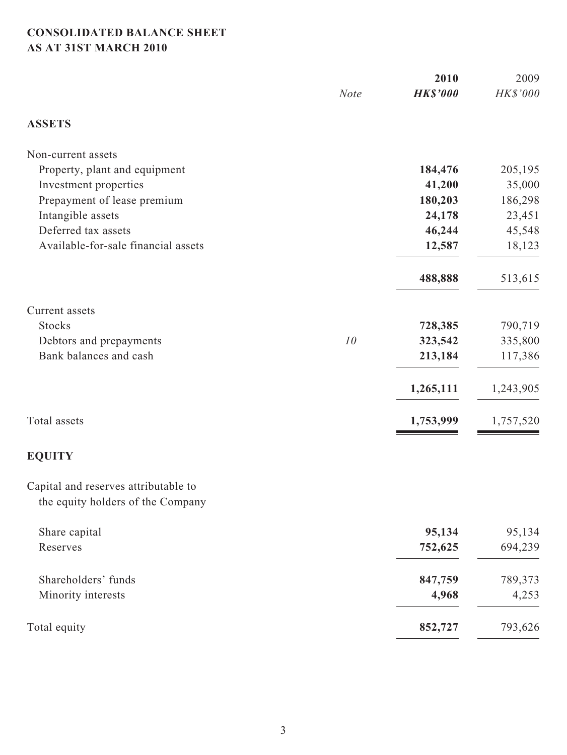# CONSOLIDATED BALANCE SHEET
## AS AT 31ST MARCH 2010

| | Note | **2010** *HK$'000* | 2009 *HK$'000* |
|---|---|---|---|
| **ASSETS** | | | |
| Non-current assets | | | |
| Property, plant and equipment | | **184,476** | 205,195 |
| Investment properties | | **41,200** | 35,000 |
| Prepayment of lease premium | | **180,203** | 186,298 |
| Intangible assets | | **24,178** | 23,451 |
| Deferred tax assets | | **46,244** | 45,548 |
| Available-for-sale financial assets | | **12,587** | 18,123 |
| | | **488,888** | 513,615 |
| Current assets | | | |
| Stocks | | **728,385** | 790,719 |
| Debtors and prepayments | *10* | **323,542** | 335,800 |
| Bank balances and cash | | **213,184** | 117,386 |
| | | **1,265,111** | 1,243,905 |
| Total assets | | **1,753,999** | 1,757,520 |
| **EQUITY** | | | |
| Capital and reserves attributable to the equity holders of the Company | | | |
| Share capital | | **95,134** | 95,134 |
| Reserves | | **752,625** | 694,239 |
| Shareholders' funds | | **847,759** | 789,373 |
| Minority interests | | **4,968** | 4,253 |
| Total equity | | **852,727** | 793,626 |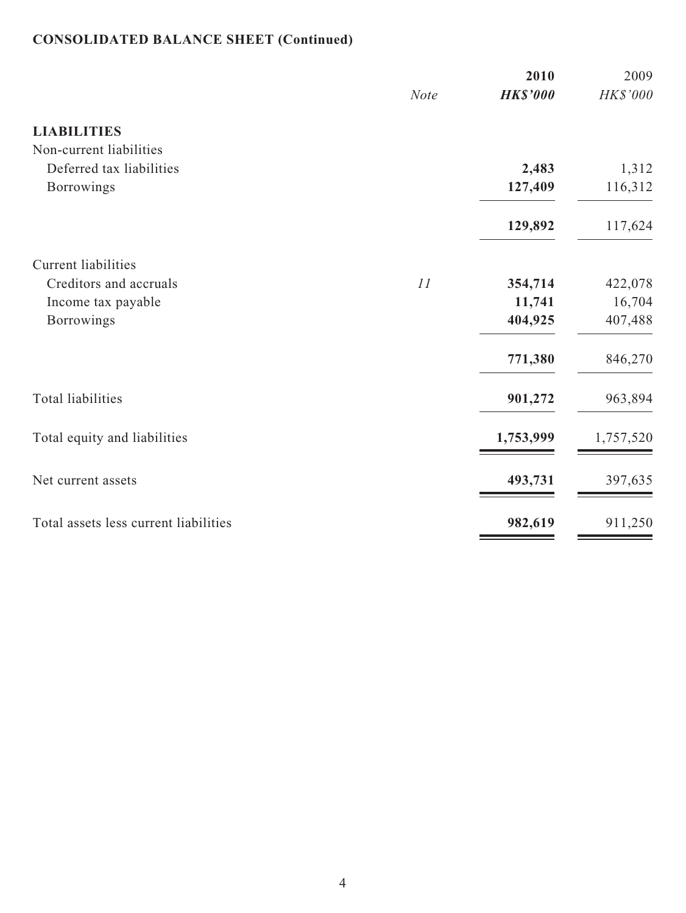**CONSOLIDATED BALANCE SHEET (Continued)**

| | *Note* | **2010** **HK$'000** | 2009 HK$'000 |
|---|---|---|---|
| **LIABILITIES** | | | |
| Non-current liabilities | | | |
| Deferred tax liabilities | | **2,483** | 1,312 |
| Borrowings | | **127,409** | 116,312 |
| | | **129,892** | 117,624 |
| Current liabilities | | | |
| Creditors and accruals | *11* | **354,714** | 422,078 |
| Income tax payable | | **11,741** | 16,704 |
| Borrowings | | **404,925** | 407,488 |
| | | **771,380** | 846,270 |
| Total liabilities | | **901,272** | 963,894 |
| Total equity and liabilities | | **1,753,999** | 1,757,520 |
| Net current assets | | **493,731** | 397,635 |
| Total assets less current liabilities | | **982,619** | 911,250 |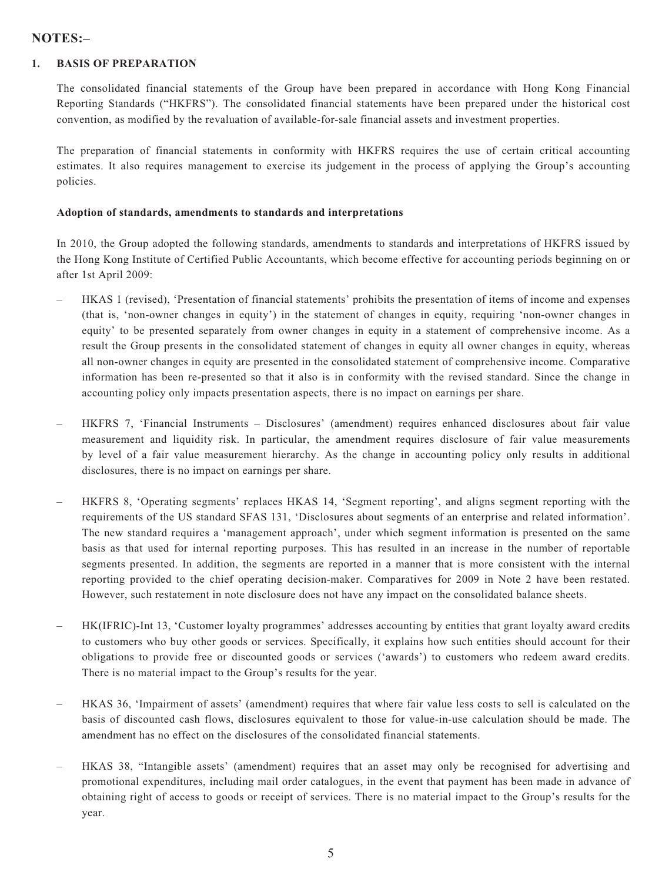# NOTES:–

## 1. BASIS OF PREPARATION

The consolidated financial statements of the Group have been prepared in accordance with Hong Kong Financial Reporting Standards ("HKFRS"). The consolidated financial statements have been prepared under the historical cost convention, as modified by the revaluation of available-for-sale financial assets and investment properties.

The preparation of financial statements in conformity with HKFRS requires the use of certain critical accounting estimates. It also requires management to exercise its judgement in the process of applying the Group's accounting policies.

**Adoption of standards, amendments to standards and interpretations**

In 2010, the Group adopted the following standards, amendments to standards and interpretations of HKFRS issued by the Hong Kong Institute of Certified Public Accountants, which become effective for accounting periods beginning on or after 1st April 2009:

– HKAS 1 (revised), 'Presentation of financial statements' prohibits the presentation of items of income and expenses (that is, 'non-owner changes in equity') in the statement of changes in equity, requiring 'non-owner changes in equity' to be presented separately from owner changes in equity in a statement of comprehensive income. As a result the Group presents in the consolidated statement of changes in equity all owner changes in equity, whereas all non-owner changes in equity are presented in the consolidated statement of comprehensive income. Comparative information has been re-presented so that it also is in conformity with the revised standard. Since the change in accounting policy only impacts presentation aspects, there is no impact on earnings per share.

– HKFRS 7, 'Financial Instruments – Disclosures' (amendment) requires enhanced disclosures about fair value measurement and liquidity risk. In particular, the amendment requires disclosure of fair value measurements by level of a fair value measurement hierarchy. As the change in accounting policy only results in additional disclosures, there is no impact on earnings per share.

– HKFRS 8, 'Operating segments' replaces HKAS 14, 'Segment reporting', and aligns segment reporting with the requirements of the US standard SFAS 131, 'Disclosures about segments of an enterprise and related information'. The new standard requires a 'management approach', under which segment information is presented on the same basis as that used for internal reporting purposes. This has resulted in an increase in the number of reportable segments presented. In addition, the segments are reported in a manner that is more consistent with the internal reporting provided to the chief operating decision-maker. Comparatives for 2009 in Note 2 have been restated. However, such restatement in note disclosure does not have any impact on the consolidated balance sheets.

– HK(IFRIC)-Int 13, 'Customer loyalty programmes' addresses accounting by entities that grant loyalty award credits to customers who buy other goods or services. Specifically, it explains how such entities should account for their obligations to provide free or discounted goods or services ('awards') to customers who redeem award credits. There is no material impact to the Group's results for the year.

– HKAS 36, 'Impairment of assets' (amendment) requires that where fair value less costs to sell is calculated on the basis of discounted cash flows, disclosures equivalent to those for value-in-use calculation should be made. The amendment has no effect on the disclosures of the consolidated financial statements.

– HKAS 38, "Intangible assets' (amendment) requires that an asset may only be recognised for advertising and promotional expenditures, including mail order catalogues, in the event that payment has been made in advance of obtaining right of access to goods or receipt of services. There is no material impact to the Group's results for the year.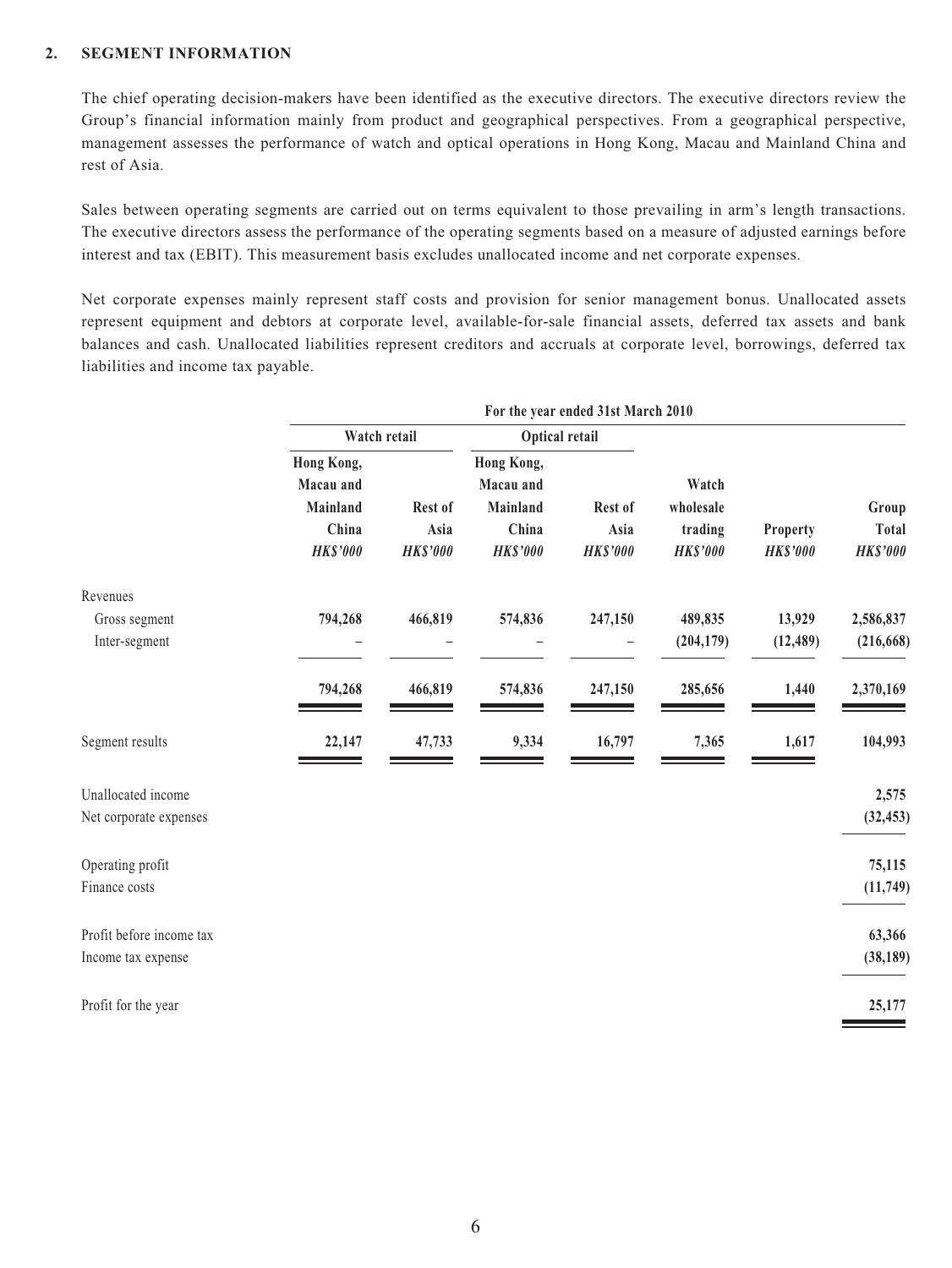## 2. SEGMENT INFORMATION

The chief operating decision-makers have been identified as the executive directors. The executive directors review the Group's financial information mainly from product and geographical perspectives. From a geographical perspective, management assesses the performance of watch and optical operations in Hong Kong, Macau and Mainland China and rest of Asia.

Sales between operating segments are carried out on terms equivalent to those prevailing in arm's length transactions. The executive directors assess the performance of the operating segments based on a measure of adjusted earnings before interest and tax (EBIT). This measurement basis excludes unallocated income and net corporate expenses.

Net corporate expenses mainly represent staff costs and provision for senior management bonus. Unallocated assets represent equipment and debtors at corporate level, available-for-sale financial assets, deferred tax assets and bank balances and cash. Unallocated liabilities represent creditors and accruals at corporate level, borrowings, deferred tax liabilities and income tax payable.

| | For the year ended 31st March 2010 | | | | | | |
|---|---|---|---|---|---|---|---|
| | Watch retail | | Optical retail | | | | |
| | Hong Kong, Macau and Mainland China *HK$'000* | Rest of Asia *HK$'000* | Hong Kong, Macau and Mainland China *HK$'000* | Rest of Asia *HK$'000* | Watch wholesale trading *HK$'000* | Property *HK$'000* | Group Total *HK$'000* |
| Revenues | | | | | | | |
| Gross segment | 794,268 | 466,819 | 574,836 | 247,150 | 489,835 | 13,929 | 2,586,837 |
| Inter-segment | – | – | – | – | (204,179) | (12,489) | (216,668) |
| | 794,268 | 466,819 | 574,836 | 247,150 | 285,656 | 1,440 | 2,370,169 |
| Segment results | 22,147 | 47,733 | 9,334 | 16,797 | 7,365 | 1,617 | 104,993 |
| Unallocated income | | | | | | | 2,575 |
| Net corporate expenses | | | | | | | (32,453) |
| Operating profit | | | | | | | 75,115 |
| Finance costs | | | | | | | (11,749) |
| Profit before income tax | | | | | | | 63,366 |
| Income tax expense | | | | | | | (38,189) |
| Profit for the year | | | | | | | 25,177 |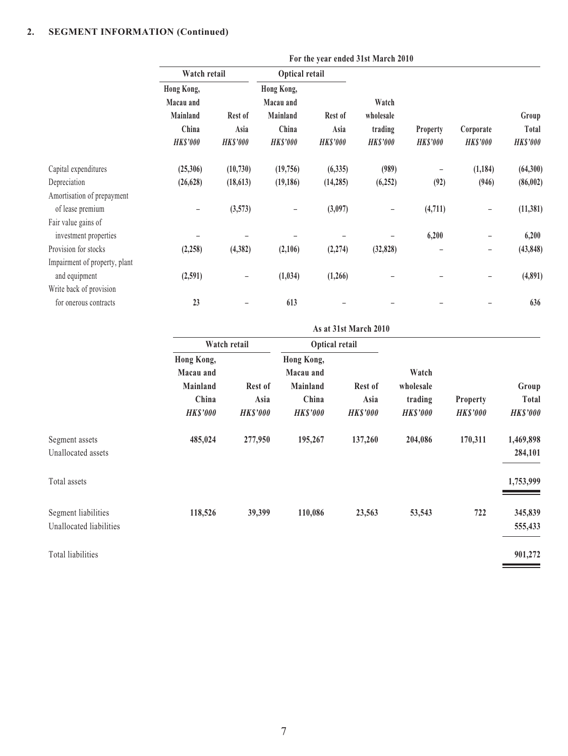## 2. SEGMENT INFORMATION (Continued)

| | For the year ended 31st March 2010 | | | | | | | |
|---|---|---|---|---|---|---|---|---|
| | Watch retail | | Optical retail | | | | | |
| | Hong Kong, Macau and Mainland China | Rest of Asia | Hong Kong, Macau and Mainland China | Rest of Asia | Watch wholesale trading | Property | Corporate | Group Total |
| | *HK$'000* | *HK$'000* | *HK$'000* | *HK$'000* | *HK$'000* | *HK$'000* | *HK$'000* | *HK$'000* |
| Capital expenditures | (25,306) | (10,730) | (19,756) | (6,335) | (989) | – | (1,184) | (64,300) |
| Depreciation | (26,628) | (18,613) | (19,186) | (14,285) | (6,252) | (92) | (946) | (86,002) |
| Amortisation of prepayment of lease premium | – | (3,573) | – | (3,097) | – | (4,711) | – | (11,381) |
| Fair value gains of investment properties | – | – | – | – | – | 6,200 | – | 6,200 |
| Provision for stocks | (2,258) | (4,382) | (2,106) | (2,274) | (32,828) | – | – | (43,848) |
| Impairment of property, plant and equipment | (2,591) | – | (1,034) | (1,266) | – | – | – | (4,891) |
| Write back of provision for onerous contracts | 23 | – | 613 | – | – | – | – | 636 |

| | As at 31st March 2010 | | | | | | |
|---|---|---|---|---|---|---|---|
| | Watch retail | | Optical retail | | | | |
| | Hong Kong, Macau and Mainland China | Rest of Asia | Hong Kong, Macau and Mainland China | Rest of Asia | Watch wholesale trading | Property | Group Total |
| | *HK$'000* | *HK$'000* | *HK$'000* | *HK$'000* | *HK$'000* | *HK$'000* | *HK$'000* |
| Segment assets | 485,024 | 277,950 | 195,267 | 137,260 | 204,086 | 170,311 | 1,469,898 |
| Unallocated assets | | | | | | | 284,101 |
| Total assets | | | | | | | 1,753,999 |
| Segment liabilities | 118,526 | 39,399 | 110,086 | 23,563 | 53,543 | 722 | 345,839 |
| Unallocated liabilities | | | | | | | 555,433 |
| Total liabilities | | | | | | | 901,272 |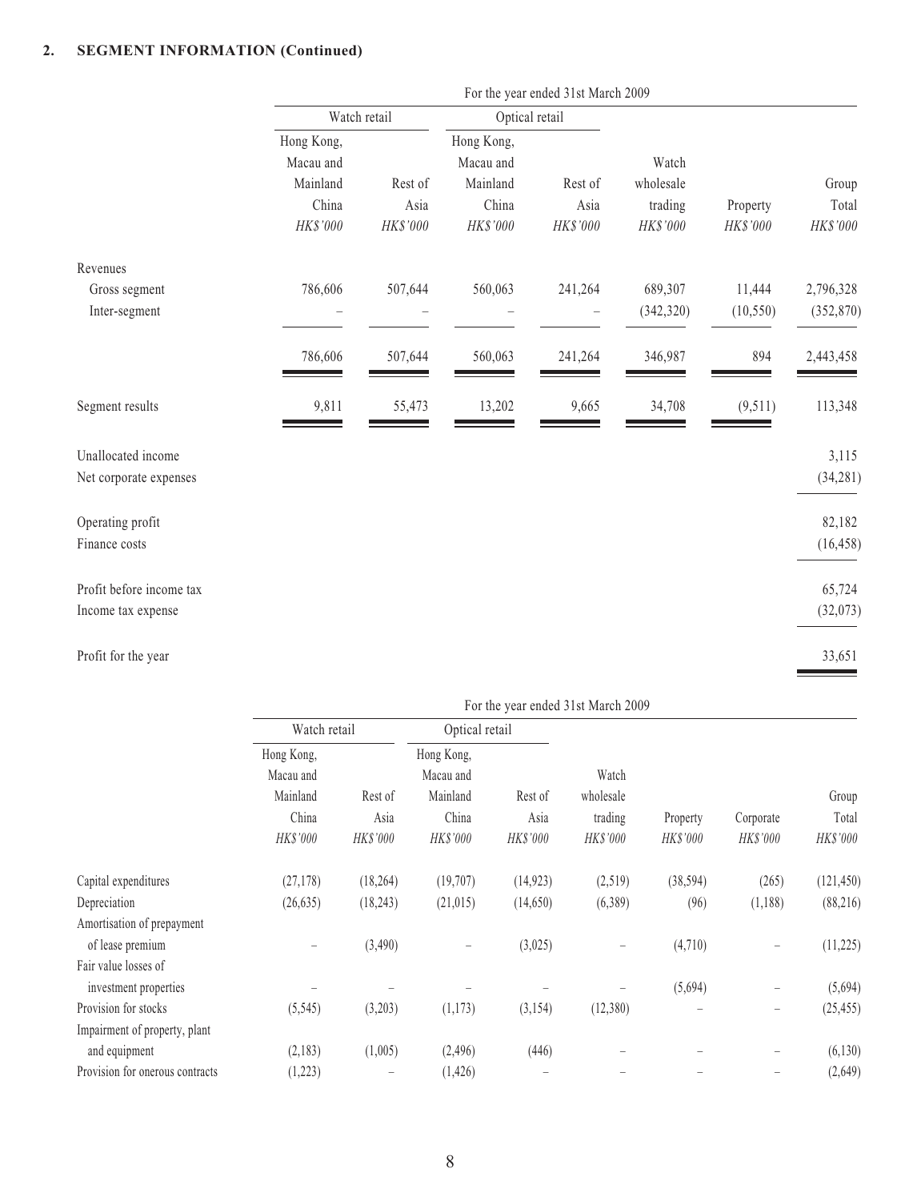## 2. SEGMENT INFORMATION (Continued)

| | For the year ended 31st March 2009 | | | | | | |
|---|---|---|---|---|---|---|---|
| | Watch retail | | Optical retail | | | | |
| | Hong Kong, Macau and Mainland China | Rest of Asia | Hong Kong, Macau and Mainland China | Rest of Asia | Watch wholesale trading | Property | Group Total |
| | *HK$'000* | *HK$'000* | *HK$'000* | *HK$'000* | *HK$'000* | *HK$'000* | *HK$'000* |
| Revenues | | | | | | | |
| Gross segment | 786,606 | 507,644 | 560,063 | 241,264 | 689,307 | 11,444 | 2,796,328 |
| Inter-segment | – | – | – | – | (342,320) | (10,550) | (352,870) |
| | 786,606 | 507,644 | 560,063 | 241,264 | 346,987 | 894 | 2,443,458 |
| Segment results | 9,811 | 55,473 | 13,202 | 9,665 | 34,708 | (9,511) | 113,348 |
| Unallocated income | | | | | | | 3,115 |
| Net corporate expenses | | | | | | | (34,281) |
| Operating profit | | | | | | | 82,182 |
| Finance costs | | | | | | | (16,458) |
| Profit before income tax | | | | | | | 65,724 |
| Income tax expense | | | | | | | (32,073) |
| Profit for the year | | | | | | | 33,651 |

| | For the year ended 31st March 2009 | | | | | | | |
|---|---|---|---|---|---|---|---|---|
| | Watch retail | | Optical retail | | | | | |
| | Hong Kong, Macau and Mainland China | Rest of Asia | Hong Kong, Macau and Mainland China | Rest of Asia | Watch wholesale trading | Property | Corporate | Group Total |
| | *HK$'000* | *HK$'000* | *HK$'000* | *HK$'000* | *HK$'000* | *HK$'000* | *HK$'000* | *HK$'000* |
| Capital expenditures | (27,178) | (18,264) | (19,707) | (14,923) | (2,519) | (38,594) | (265) | (121,450) |
| Depreciation | (26,635) | (18,243) | (21,015) | (14,650) | (6,389) | (96) | (1,188) | (88,216) |
| Amortisation of prepayment of lease premium | – | (3,490) | – | (3,025) | – | (4,710) | – | (11,225) |
| Fair value losses of investment properties | – | – | – | – | – | (5,694) | – | (5,694) |
| Provision for stocks | (5,545) | (3,203) | (1,173) | (3,154) | (12,380) | – | – | (25,455) |
| Impairment of property, plant and equipment | (2,183) | (1,005) | (2,496) | (446) | – | – | – | (6,130) |
| Provision for onerous contracts | (1,223) | – | (1,426) | – | – | – | – | (2,649) |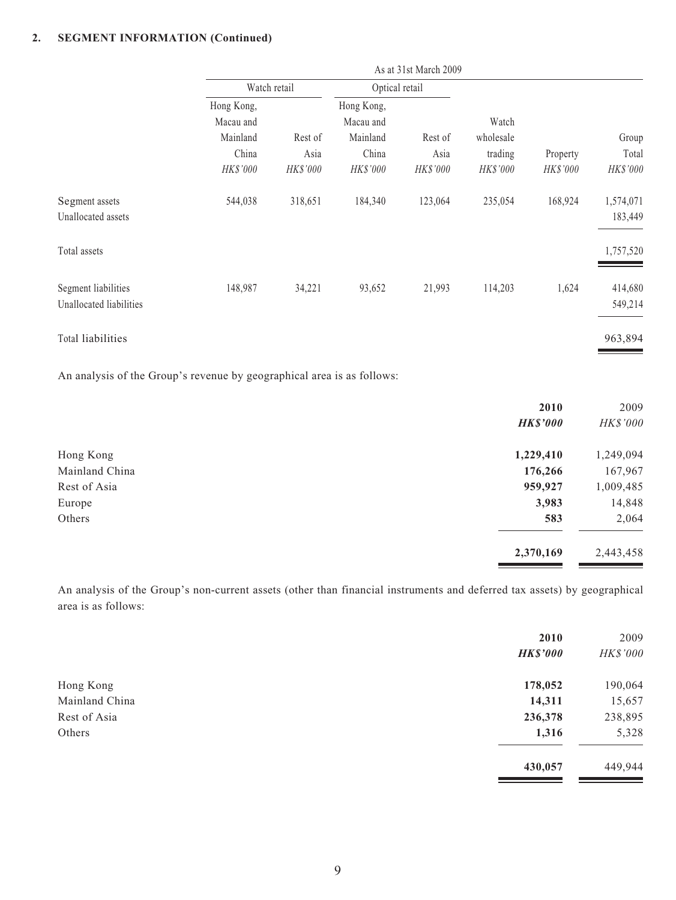**2. SEGMENT INFORMATION (Continued)**

| | As at 31st March 2009 | | | | | | |
|---|---|---|---|---|---|---|---|
| | Watch retail | | Optical retail | | | | |
| | Hong Kong, Macau and Mainland China | Rest of Asia | Hong Kong, Macau and Mainland China | Rest of Asia | Watch wholesale trading | Property | Group Total |
| | *HK$'000* | *HK$'000* | *HK$'000* | *HK$'000* | *HK$'000* | *HK$'000* | *HK$'000* |
| Segment assets | 544,038 | 318,651 | 184,340 | 123,064 | 235,054 | 168,924 | 1,574,071 |
| Unallocated assets | | | | | | | 183,449 |
| Total assets | | | | | | | 1,757,520 |
| Segment liabilities | 148,987 | 34,221 | 93,652 | 21,993 | 114,203 | 1,624 | 414,680 |
| Unallocated liabilities | | | | | | | 549,214 |
| Total liabilities | | | | | | | 963,894 |

An analysis of the Group's revenue by geographical area is as follows:

| | **2010** | 2009 |
|---|---|---|
| | ***HK$'000*** | *HK$'000* |
| Hong Kong | **1,229,410** | 1,249,094 |
| Mainland China | **176,266** | 167,967 |
| Rest of Asia | **959,927** | 1,009,485 |
| Europe | **3,983** | 14,848 |
| Others | **583** | 2,064 |
| | **2,370,169** | 2,443,458 |

An analysis of the Group's non-current assets (other than financial instruments and deferred tax assets) by geographical area is as follows:

| | **2010** | 2009 |
|---|---|---|
| | ***HK$'000*** | *HK$'000* |
| Hong Kong | **178,052** | 190,064 |
| Mainland China | **14,311** | 15,657 |
| Rest of Asia | **236,378** | 238,895 |
| Others | **1,316** | 5,328 |
| | **430,057** | 449,944 |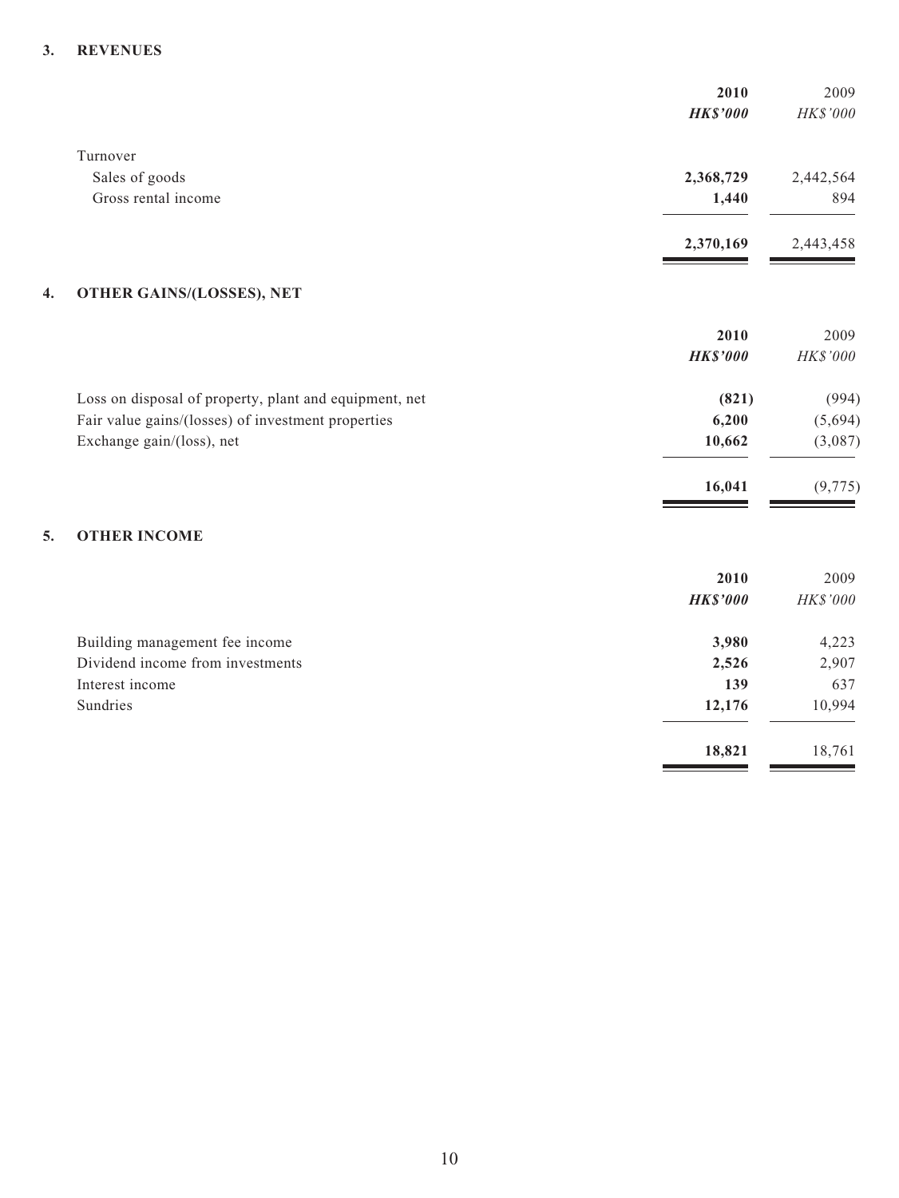## 3. REVENUES

| | 2010 | 2009 |
|---|---|---|
| | ***HK$'000*** | *HK$'000* |
| Turnover | | |
| Sales of goods | **2,368,729** | 2,442,564 |
| Gross rental income | **1,440** | 894 |
| | **2,370,169** | 2,443,458 |

## 4. OTHER GAINS/(LOSSES), NET

| | 2010 | 2009 |
|---|---|---|
| | ***HK$'000*** | *HK$'000* |
| Loss on disposal of property, plant and equipment, net | **(821)** | (994) |
| Fair value gains/(losses) of investment properties | **6,200** | (5,694) |
| Exchange gain/(loss), net | **10,662** | (3,087) |
| | **16,041** | (9,775) |

## 5. OTHER INCOME

| | 2010 | 2009 |
|---|---|---|
| | ***HK$'000*** | *HK$'000* |
| Building management fee income | **3,980** | 4,223 |
| Dividend income from investments | **2,526** | 2,907 |
| Interest income | **139** | 637 |
| Sundries | **12,176** | 10,994 |
| | **18,821** | 18,761 |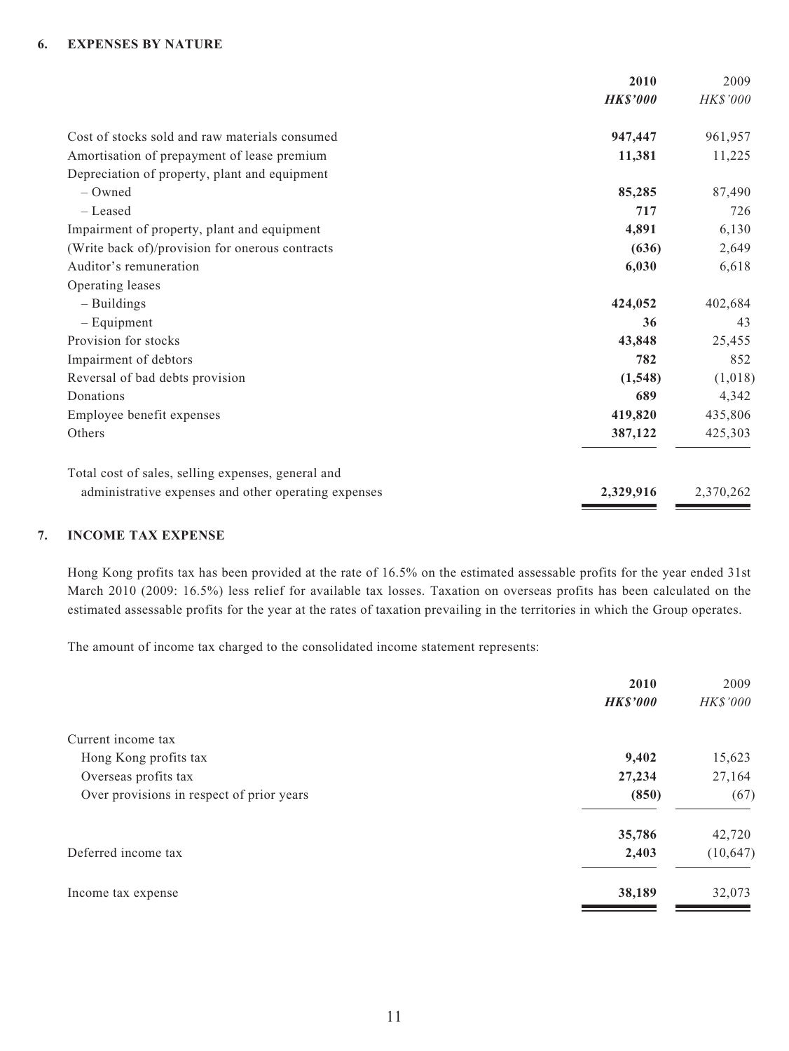## 6. EXPENSES BY NATURE

| | 2010 | 2009 |
|---|---|---|
| | ***HK$'000*** | *HK$'000* |
| Cost of stocks sold and raw materials consumed | **947,447** | 961,957 |
| Amortisation of prepayment of lease premium | **11,381** | 11,225 |
| Depreciation of property, plant and equipment | | |
| – Owned | **85,285** | 87,490 |
| – Leased | **717** | 726 |
| Impairment of property, plant and equipment | **4,891** | 6,130 |
| (Write back of)/provision for onerous contracts | **(636)** | 2,649 |
| Auditor's remuneration | **6,030** | 6,618 |
| Operating leases | | |
| – Buildings | **424,052** | 402,684 |
| – Equipment | **36** | 43 |
| Provision for stocks | **43,848** | 25,455 |
| Impairment of debtors | **782** | 852 |
| Reversal of bad debts provision | **(1,548)** | (1,018) |
| Donations | **689** | 4,342 |
| Employee benefit expenses | **419,820** | 435,806 |
| Others | **387,122** | 425,303 |
| Total cost of sales, selling expenses, general and administrative expenses and other operating expenses | **2,329,916** | 2,370,262 |

## 7. INCOME TAX EXPENSE

Hong Kong profits tax has been provided at the rate of 16.5% on the estimated assessable profits for the year ended 31st March 2010 (2009: 16.5%) less relief for available tax losses. Taxation on overseas profits has been calculated on the estimated assessable profits for the year at the rates of taxation prevailing in the territories in which the Group operates.

The amount of income tax charged to the consolidated income statement represents:

| | 2010 | 2009 |
|---|---|---|
| | ***HK$'000*** | *HK$'000* |
| Current income tax | | |
| Hong Kong profits tax | **9,402** | 15,623 |
| Overseas profits tax | **27,234** | 27,164 |
| Over provisions in respect of prior years | **(850)** | (67) |
| | **35,786** | 42,720 |
| Deferred income tax | **2,403** | (10,647) |
| Income tax expense | **38,189** | 32,073 |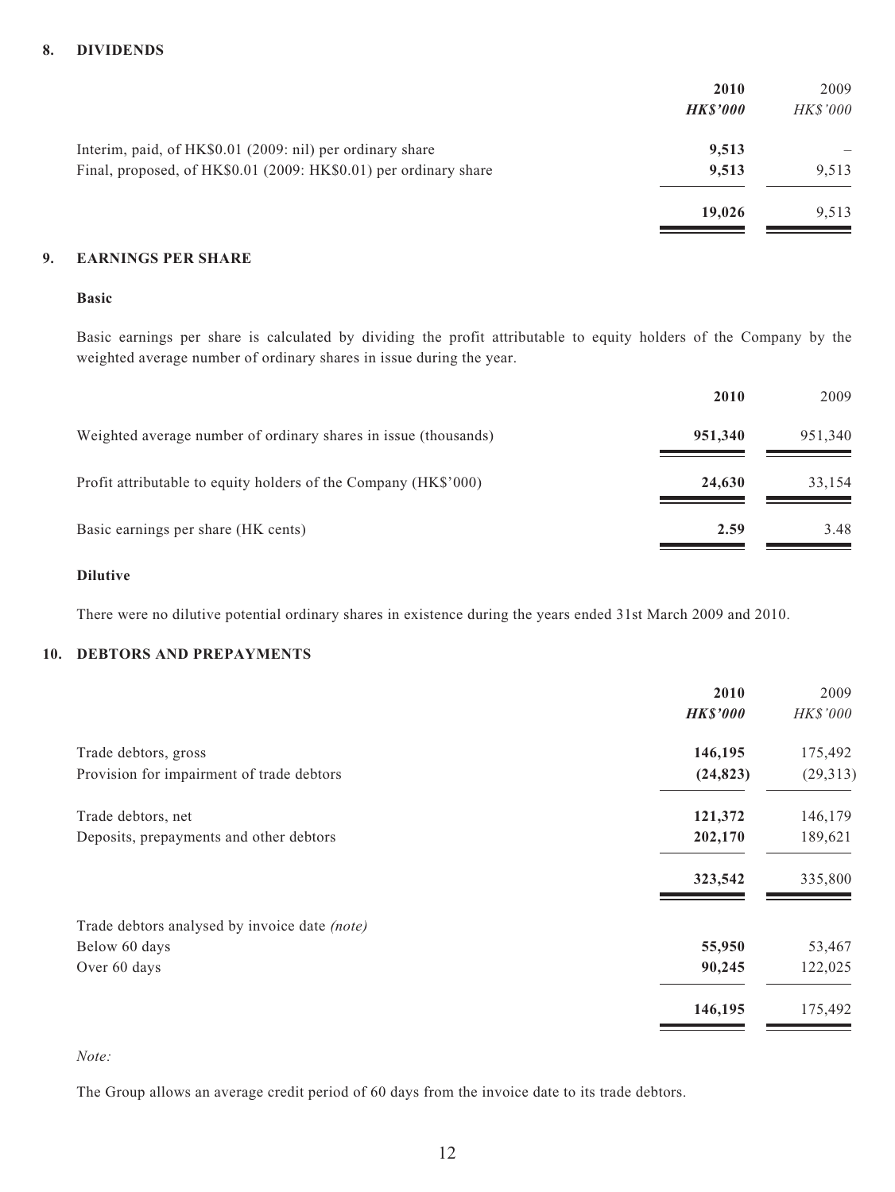## 8. DIVIDENDS

| | 2010 | 2009 |
|---|---|---|
| | ***HK$'000*** | *HK$'000* |
| Interim, paid, of HK$0.01 (2009: nil) per ordinary share | **9,513** | – |
| Final, proposed, of HK$0.01 (2009: HK$0.01) per ordinary share | **9,513** | 9,513 |
| | **19,026** | 9,513 |

## 9. EARNINGS PER SHARE

### Basic

Basic earnings per share is calculated by dividing the profit attributable to equity holders of the Company by the weighted average number of ordinary shares in issue during the year.

| | 2010 | 2009 |
|---|---|---|
| Weighted average number of ordinary shares in issue (thousands) | **951,340** | 951,340 |
| Profit attributable to equity holders of the Company (HK$'000) | **24,630** | 33,154 |
| Basic earnings per share (HK cents) | **2.59** | 3.48 |

### Dilutive

There were no dilutive potential ordinary shares in existence during the years ended 31st March 2009 and 2010.

## 10. DEBTORS AND PREPAYMENTS

| | 2010 | 2009 |
|---|---|---|
| | ***HK$'000*** | *HK$'000* |
| Trade debtors, gross | **146,195** | 175,492 |
| Provision for impairment of trade debtors | **(24,823)** | (29,313) |
| Trade debtors, net | **121,372** | 146,179 |
| Deposits, prepayments and other debtors | **202,170** | 189,621 |
| | **323,542** | 335,800 |
| Trade debtors analysed by invoice date *(note)* | | |
| Below 60 days | **55,950** | 53,467 |
| Over 60 days | **90,245** | 122,025 |
| | **146,195** | 175,492 |

*Note:*

The Group allows an average credit period of 60 days from the invoice date to its trade debtors.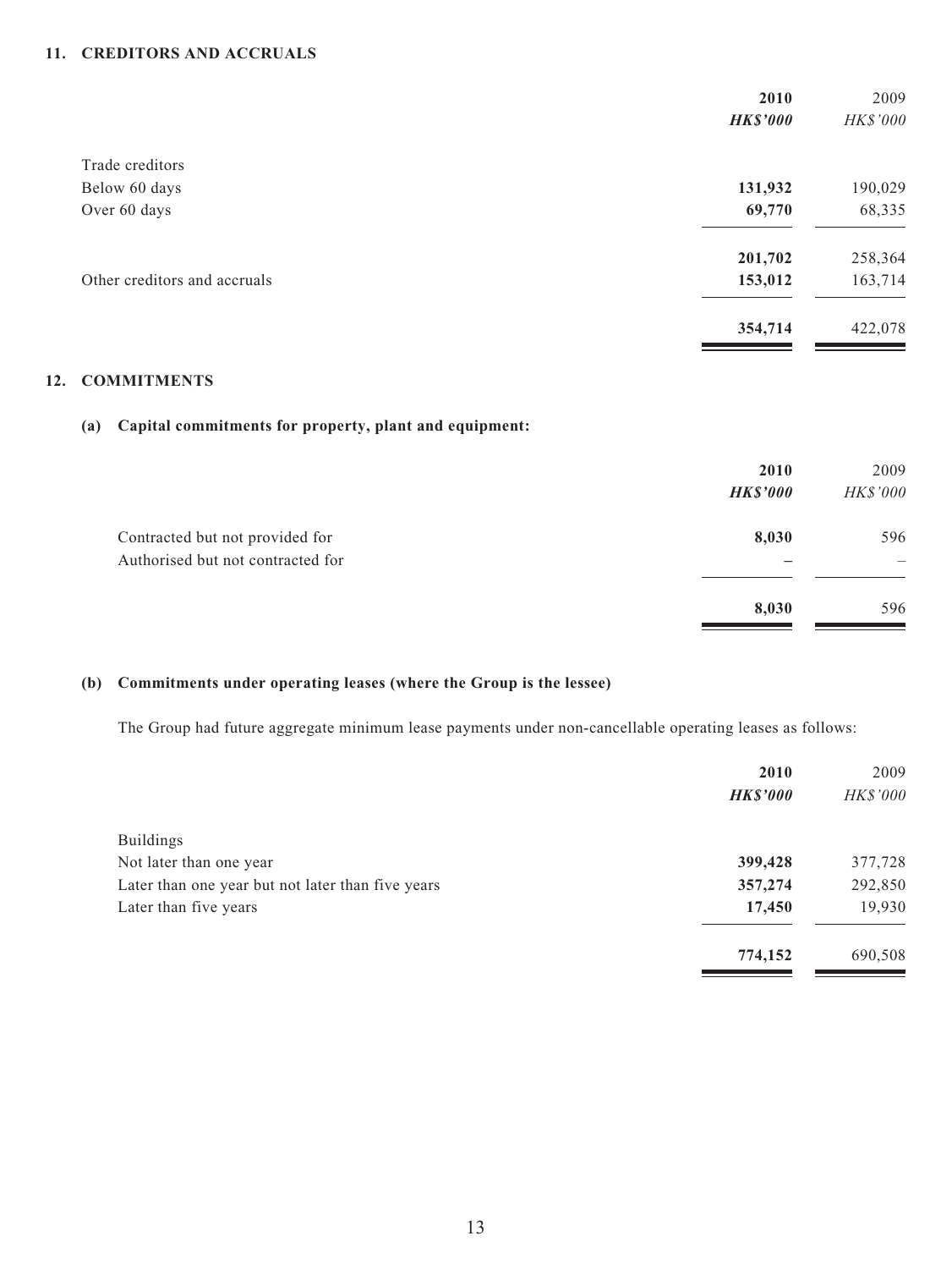## 11. CREDITORS AND ACCRUALS

| | 2010 | 2009 |
|---|---|---|
| | ***HK$'000*** | *HK$'000* |
| Trade creditors | | |
| Below 60 days | **131,932** | 190,029 |
| Over 60 days | **69,770** | 68,335 |
| | **201,702** | 258,364 |
| Other creditors and accruals | **153,012** | 163,714 |
| | **354,714** | 422,078 |

## 12. COMMITMENTS

### (a) Capital commitments for property, plant and equipment:

| | 2010 | 2009 |
|---|---|---|
| | ***HK$'000*** | *HK$'000* |
| Contracted but not provided for | **8,030** | 596 |
| Authorised but not contracted for | **–** | – |
| | **8,030** | 596 |

### (b) Commitments under operating leases (where the Group is the lessee)

The Group had future aggregate minimum lease payments under non-cancellable operating leases as follows:

| | 2010 | 2009 |
|---|---|---|
| | ***HK$'000*** | *HK$'000* |
| Buildings | | |
| Not later than one year | **399,428** | 377,728 |
| Later than one year but not later than five years | **357,274** | 292,850 |
| Later than five years | **17,450** | 19,930 |
| | **774,152** | 690,508 |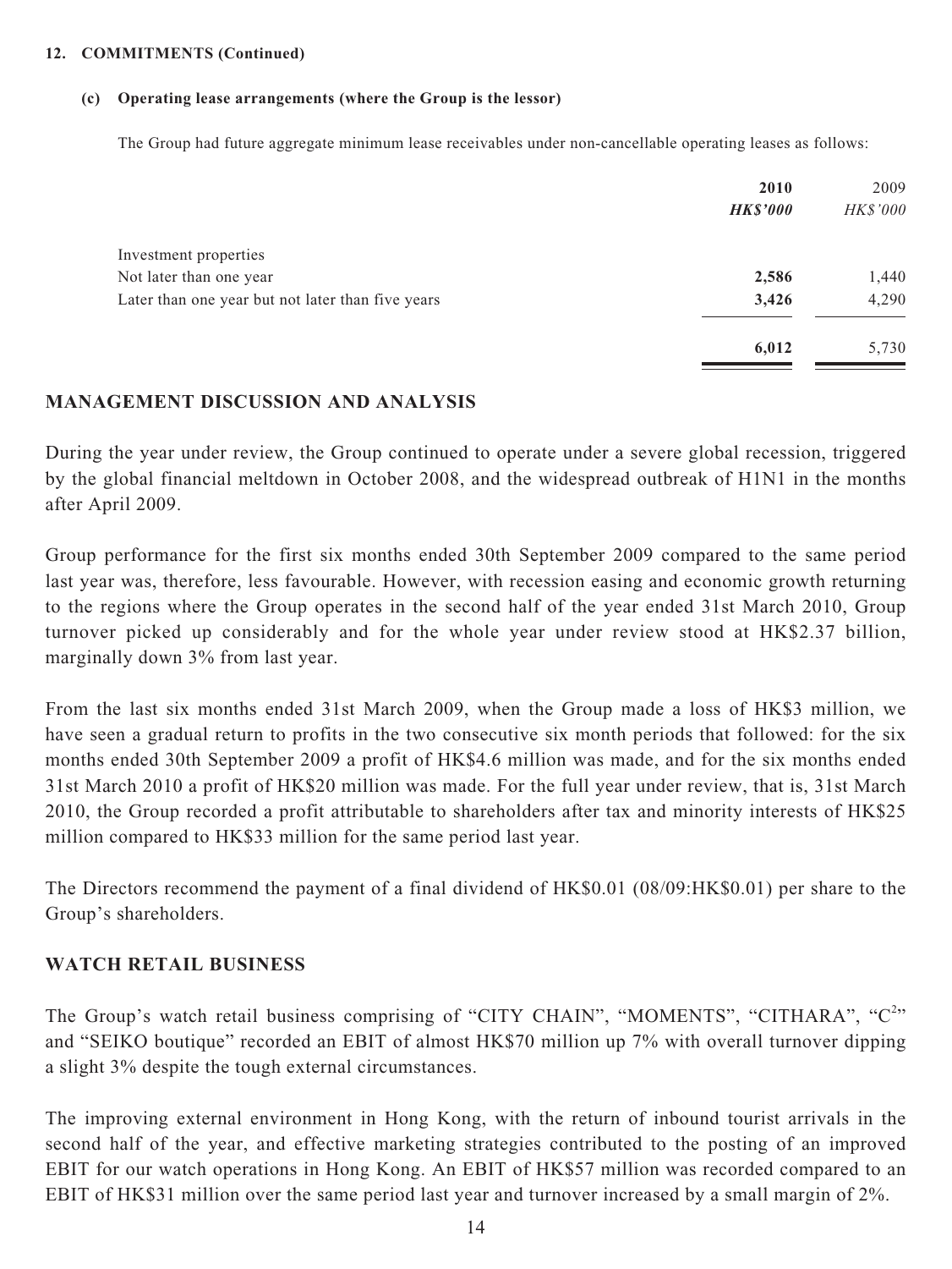**12. COMMITMENTS (Continued)**

**(c) Operating lease arrangements (where the Group is the lessor)**

The Group had future aggregate minimum lease receivables under non-cancellable operating leases as follows:

| | **2010** | 2009 |
|---|---|---|
| | ***HK$'000*** | *HK$'000* |
| Investment properties | | |
| Not later than one year | **2,586** | 1,440 |
| Later than one year but not later than five years | **3,426** | 4,290 |
| | **6,012** | 5,730 |

## MANAGEMENT DISCUSSION AND ANALYSIS

During the year under review, the Group continued to operate under a severe global recession, triggered by the global financial meltdown in October 2008, and the widespread outbreak of H1N1 in the months after April 2009.

Group performance for the first six months ended 30th September 2009 compared to the same period last year was, therefore, less favourable. However, with recession easing and economic growth returning to the regions where the Group operates in the second half of the year ended 31st March 2010, Group turnover picked up considerably and for the whole year under review stood at HK$2.37 billion, marginally down 3% from last year.

From the last six months ended 31st March 2009, when the Group made a loss of HK$3 million, we have seen a gradual return to profits in the two consecutive six month periods that followed: for the six months ended 30th September 2009 a profit of HK$4.6 million was made, and for the six months ended 31st March 2010 a profit of HK$20 million was made. For the full year under review, that is, 31st March 2010, the Group recorded a profit attributable to shareholders after tax and minority interests of HK$25 million compared to HK$33 million for the same period last year.

The Directors recommend the payment of a final dividend of HK$0.01 (08/09:HK$0.01) per share to the Group's shareholders.

## WATCH RETAIL BUSINESS

The Group's watch retail business comprising of "CITY CHAIN", "MOMENTS", "CITHARA", "$C^2$" and "SEIKO boutique" recorded an EBIT of almost HK$70 million up 7% with overall turnover dipping a slight 3% despite the tough external circumstances.

The improving external environment in Hong Kong, with the return of inbound tourist arrivals in the second half of the year, and effective marketing strategies contributed to the posting of an improved EBIT for our watch operations in Hong Kong. An EBIT of HK$57 million was recorded compared to an EBIT of HK$31 million over the same period last year and turnover increased by a small margin of 2%.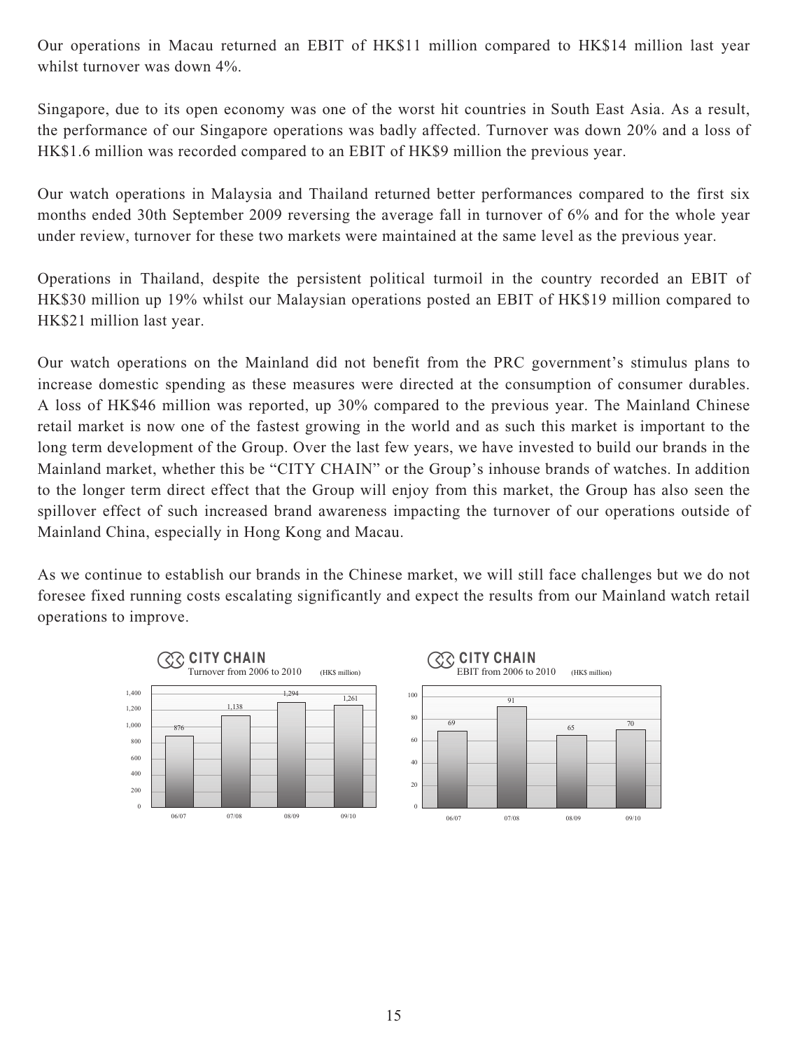Our operations in Macau returned an EBIT of HK$11 million compared to HK$14 million last year whilst turnover was down 4%.

Singapore, due to its open economy was one of the worst hit countries in South East Asia. As a result, the performance of our Singapore operations was badly affected. Turnover was down 20% and a loss of HK$1.6 million was recorded compared to an EBIT of HK$9 million the previous year.

Our watch operations in Malaysia and Thailand returned better performances compared to the first six months ended 30th September 2009 reversing the average fall in turnover of 6% and for the whole year under review, turnover for these two markets were maintained at the same level as the previous year.

Operations in Thailand, despite the persistent political turmoil in the country recorded an EBIT of HK$30 million up 19% whilst our Malaysian operations posted an EBIT of HK$19 million compared to HK$21 million last year.

Our watch operations on the Mainland did not benefit from the PRC government's stimulus plans to increase domestic spending as these measures were directed at the consumption of consumer durables. A loss of HK$46 million was reported, up 30% compared to the previous year. The Mainland Chinese retail market is now one of the fastest growing in the world and as such this market is important to the long term development of the Group. Over the last few years, we have invested to build our brands in the Mainland market, whether this be "CITY CHAIN" or the Group's inhouse brands of watches. In addition to the longer term direct effect that the Group will enjoy from this market, the Group has also seen the spillover effect of such increased brand awareness impacting the turnover of our operations outside of Mainland China, especially in Hong Kong and Macau.

As we continue to establish our brands in the Chinese market, we will still face challenges but we do not foresee fixed running costs escalating significantly and expect the results from our Mainland watch retail operations to improve.

**CITY CHAIN**
Turnover from 2006 to 2010 (HK$ million)

| Year | Turnover |
|---|---|
| 06/07 | 876 |
| 07/08 | 1,138 |
| 08/09 | 1,294 |
| 09/10 | 1,261 |

**CITY CHAIN**
EBIT from 2006 to 2010 (HK$ million)

| Year | EBIT |
|---|---|
| 06/07 | 69 |
| 07/08 | 91 |
| 08/09 | 65 |
| 09/10 | 70 |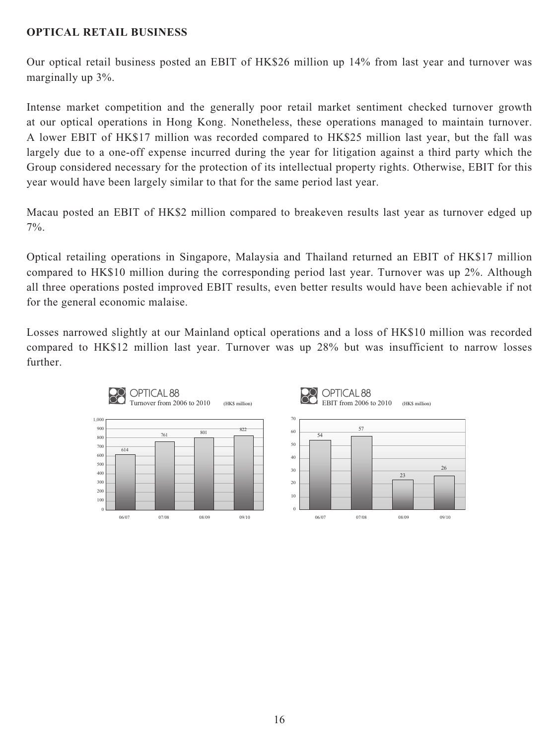**OPTICAL RETAIL BUSINESS**

Our optical retail business posted an EBIT of HK$26 million up 14% from last year and turnover was marginally up 3%.

Intense market competition and the generally poor retail market sentiment checked turnover growth at our optical operations in Hong Kong. Nonetheless, these operations managed to maintain turnover. A lower EBIT of HK$17 million was recorded compared to HK$25 million last year, but the fall was largely due to a one-off expense incurred during the year for litigation against a third party which the Group considered necessary for the protection of its intellectual property rights. Otherwise, EBIT for this year would have been largely similar to that for the same period last year.

Macau posted an EBIT of HK$2 million compared to breakeven results last year as turnover edged up 7%.

Optical retailing operations in Singapore, Malaysia and Thailand returned an EBIT of HK$17 million compared to HK$10 million during the corresponding period last year. Turnover was up 2%. Although all three operations posted improved EBIT results, even better results would have been achievable if not for the general economic malaise.

Losses narrowed slightly at our Mainland optical operations and a loss of HK$10 million was recorded compared to HK$12 million last year. Turnover was up 28% but was insufficient to narrow losses further.

OPTICAL 88
Turnover from 2006 to 2010 (HK$ million)

| 06/07 | 07/08 | 08/09 | 09/10 |
|---|---|---|---|
| 614 | 761 | 801 | 822 |

OPTICAL 88
EBIT from 2006 to 2010 (HK$ million)

| 06/07 | 07/08 | 08/09 | 09/10 |
|---|---|---|---|
| 54 | 57 | 23 | 26 |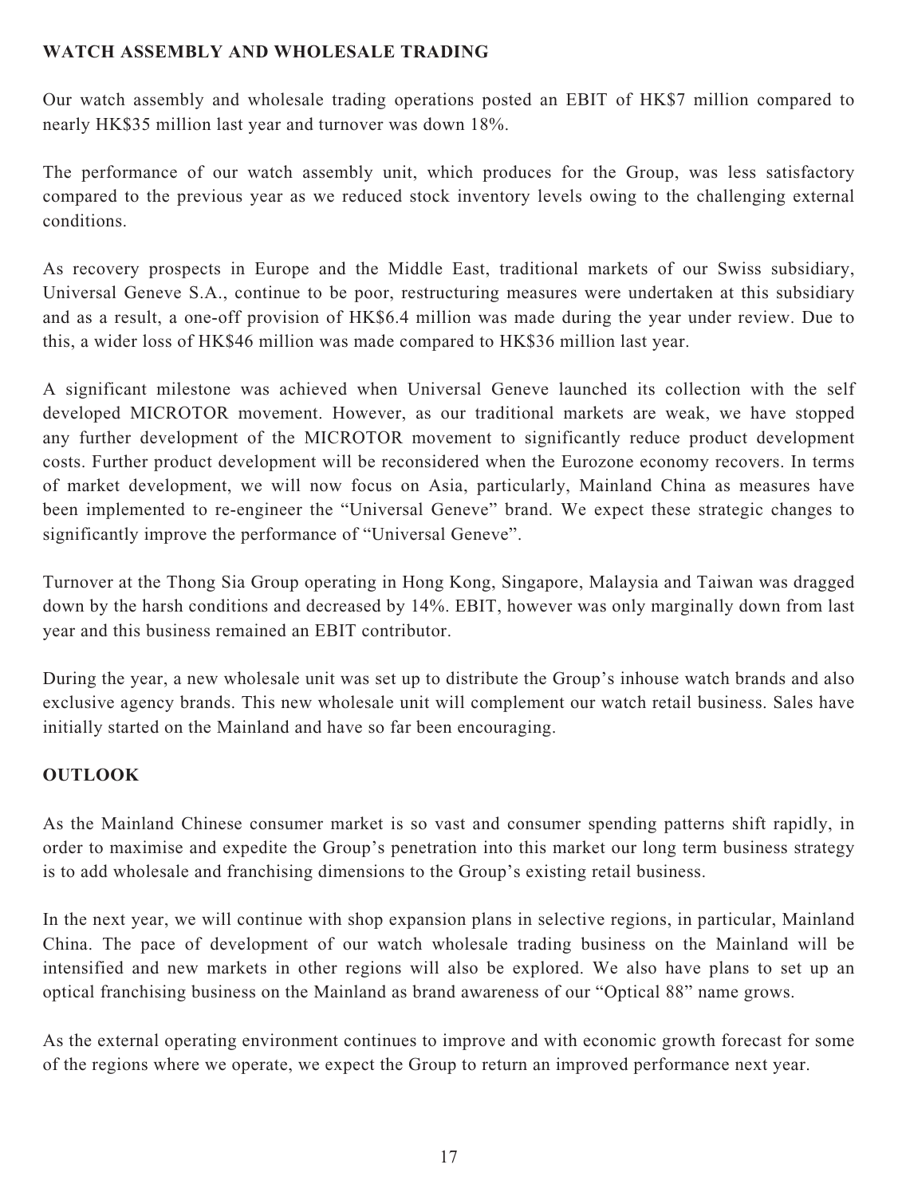## WATCH ASSEMBLY AND WHOLESALE TRADING

Our watch assembly and wholesale trading operations posted an EBIT of HK$7 million compared to nearly HK$35 million last year and turnover was down 18%.

The performance of our watch assembly unit, which produces for the Group, was less satisfactory compared to the previous year as we reduced stock inventory levels owing to the challenging external conditions.

As recovery prospects in Europe and the Middle East, traditional markets of our Swiss subsidiary, Universal Geneve S.A., continue to be poor, restructuring measures were undertaken at this subsidiary and as a result, a one-off provision of HK$6.4 million was made during the year under review. Due to this, a wider loss of HK$46 million was made compared to HK$36 million last year.

A significant milestone was achieved when Universal Geneve launched its collection with the self developed MICROTOR movement. However, as our traditional markets are weak, we have stopped any further development of the MICROTOR movement to significantly reduce product development costs. Further product development will be reconsidered when the Eurozone economy recovers. In terms of market development, we will now focus on Asia, particularly, Mainland China as measures have been implemented to re-engineer the "Universal Geneve" brand. We expect these strategic changes to significantly improve the performance of "Universal Geneve".

Turnover at the Thong Sia Group operating in Hong Kong, Singapore, Malaysia and Taiwan was dragged down by the harsh conditions and decreased by 14%. EBIT, however was only marginally down from last year and this business remained an EBIT contributor.

During the year, a new wholesale unit was set up to distribute the Group's inhouse watch brands and also exclusive agency brands. This new wholesale unit will complement our watch retail business. Sales have initially started on the Mainland and have so far been encouraging.

## OUTLOOK

As the Mainland Chinese consumer market is so vast and consumer spending patterns shift rapidly, in order to maximise and expedite the Group's penetration into this market our long term business strategy is to add wholesale and franchising dimensions to the Group's existing retail business.

In the next year, we will continue with shop expansion plans in selective regions, in particular, Mainland China. The pace of development of our watch wholesale trading business on the Mainland will be intensified and new markets in other regions will also be explored. We also have plans to set up an optical franchising business on the Mainland as brand awareness of our "Optical 88" name grows.

As the external operating environment continues to improve and with economic growth forecast for some of the regions where we operate, we expect the Group to return an improved performance next year.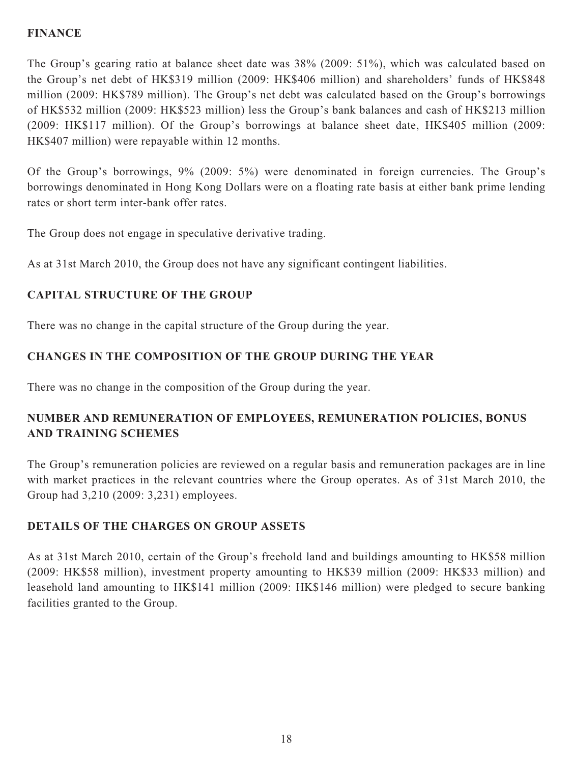## FINANCE

The Group's gearing ratio at balance sheet date was 38% (2009: 51%), which was calculated based on the Group's net debt of HK$319 million (2009: HK$406 million) and shareholders' funds of HK$848 million (2009: HK$789 million). The Group's net debt was calculated based on the Group's borrowings of HK$532 million (2009: HK$523 million) less the Group's bank balances and cash of HK$213 million (2009: HK$117 million). Of the Group's borrowings at balance sheet date, HK$405 million (2009: HK$407 million) were repayable within 12 months.

Of the Group's borrowings, 9% (2009: 5%) were denominated in foreign currencies. The Group's borrowings denominated in Hong Kong Dollars were on a floating rate basis at either bank prime lending rates or short term inter-bank offer rates.

The Group does not engage in speculative derivative trading.

As at 31st March 2010, the Group does not have any significant contingent liabilities.

## CAPITAL STRUCTURE OF THE GROUP

There was no change in the capital structure of the Group during the year.

## CHANGES IN THE COMPOSITION OF THE GROUP DURING THE YEAR

There was no change in the composition of the Group during the year.

## NUMBER AND REMUNERATION OF EMPLOYEES, REMUNERATION POLICIES, BONUS AND TRAINING SCHEMES

The Group's remuneration policies are reviewed on a regular basis and remuneration packages are in line with market practices in the relevant countries where the Group operates. As of 31st March 2010, the Group had 3,210 (2009: 3,231) employees.

## DETAILS OF THE CHARGES ON GROUP ASSETS

As at 31st March 2010, certain of the Group's freehold land and buildings amounting to HK$58 million (2009: HK$58 million), investment property amounting to HK$39 million (2009: HK$33 million) and leasehold land amounting to HK$141 million (2009: HK$146 million) were pledged to secure banking facilities granted to the Group.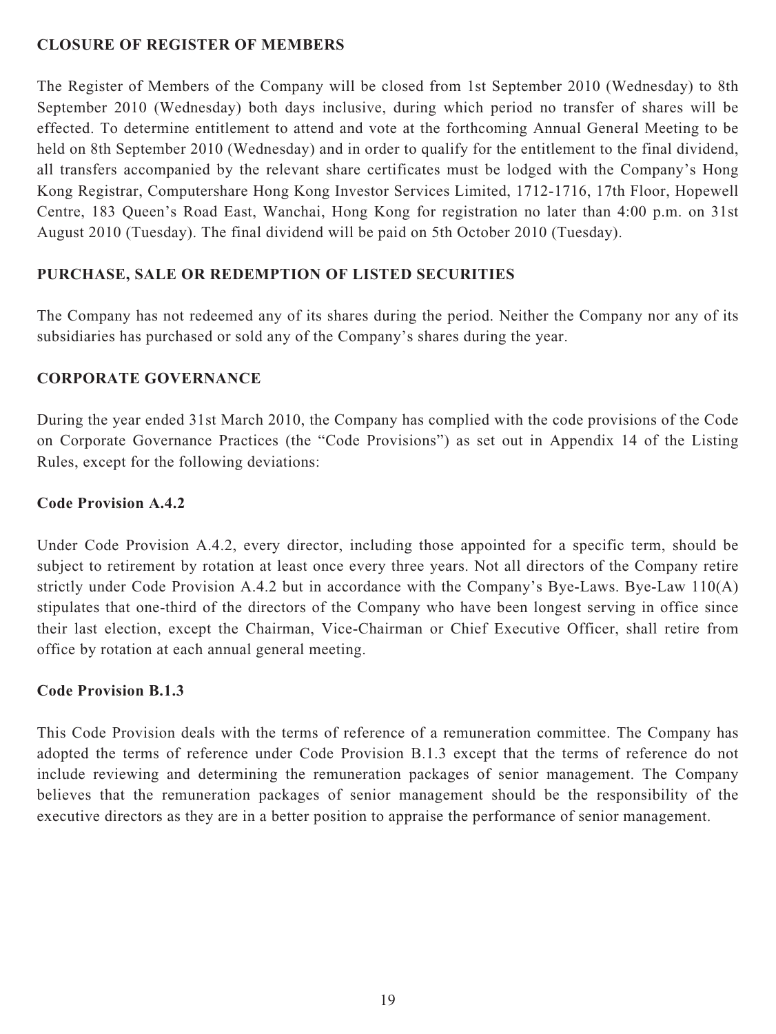## CLOSURE OF REGISTER OF MEMBERS

The Register of Members of the Company will be closed from 1st September 2010 (Wednesday) to 8th September 2010 (Wednesday) both days inclusive, during which period no transfer of shares will be effected. To determine entitlement to attend and vote at the forthcoming Annual General Meeting to be held on 8th September 2010 (Wednesday) and in order to qualify for the entitlement to the final dividend, all transfers accompanied by the relevant share certificates must be lodged with the Company's Hong Kong Registrar, Computershare Hong Kong Investor Services Limited, 1712-1716, 17th Floor, Hopewell Centre, 183 Queen's Road East, Wanchai, Hong Kong for registration no later than 4:00 p.m. on 31st August 2010 (Tuesday). The final dividend will be paid on 5th October 2010 (Tuesday).

## PURCHASE, SALE OR REDEMPTION OF LISTED SECURITIES

The Company has not redeemed any of its shares during the period. Neither the Company nor any of its subsidiaries has purchased or sold any of the Company's shares during the year.

## CORPORATE GOVERNANCE

During the year ended 31st March 2010, the Company has complied with the code provisions of the Code on Corporate Governance Practices (the "Code Provisions") as set out in Appendix 14 of the Listing Rules, except for the following deviations:

### Code Provision A.4.2

Under Code Provision A.4.2, every director, including those appointed for a specific term, should be subject to retirement by rotation at least once every three years. Not all directors of the Company retire strictly under Code Provision A.4.2 but in accordance with the Company's Bye-Laws. Bye-Law 110(A) stipulates that one-third of the directors of the Company who have been longest serving in office since their last election, except the Chairman, Vice-Chairman or Chief Executive Officer, shall retire from office by rotation at each annual general meeting.

### Code Provision B.1.3

This Code Provision deals with the terms of reference of a remuneration committee. The Company has adopted the terms of reference under Code Provision B.1.3 except that the terms of reference do not include reviewing and determining the remuneration packages of senior management. The Company believes that the remuneration packages of senior management should be the responsibility of the executive directors as they are in a better position to appraise the performance of senior management.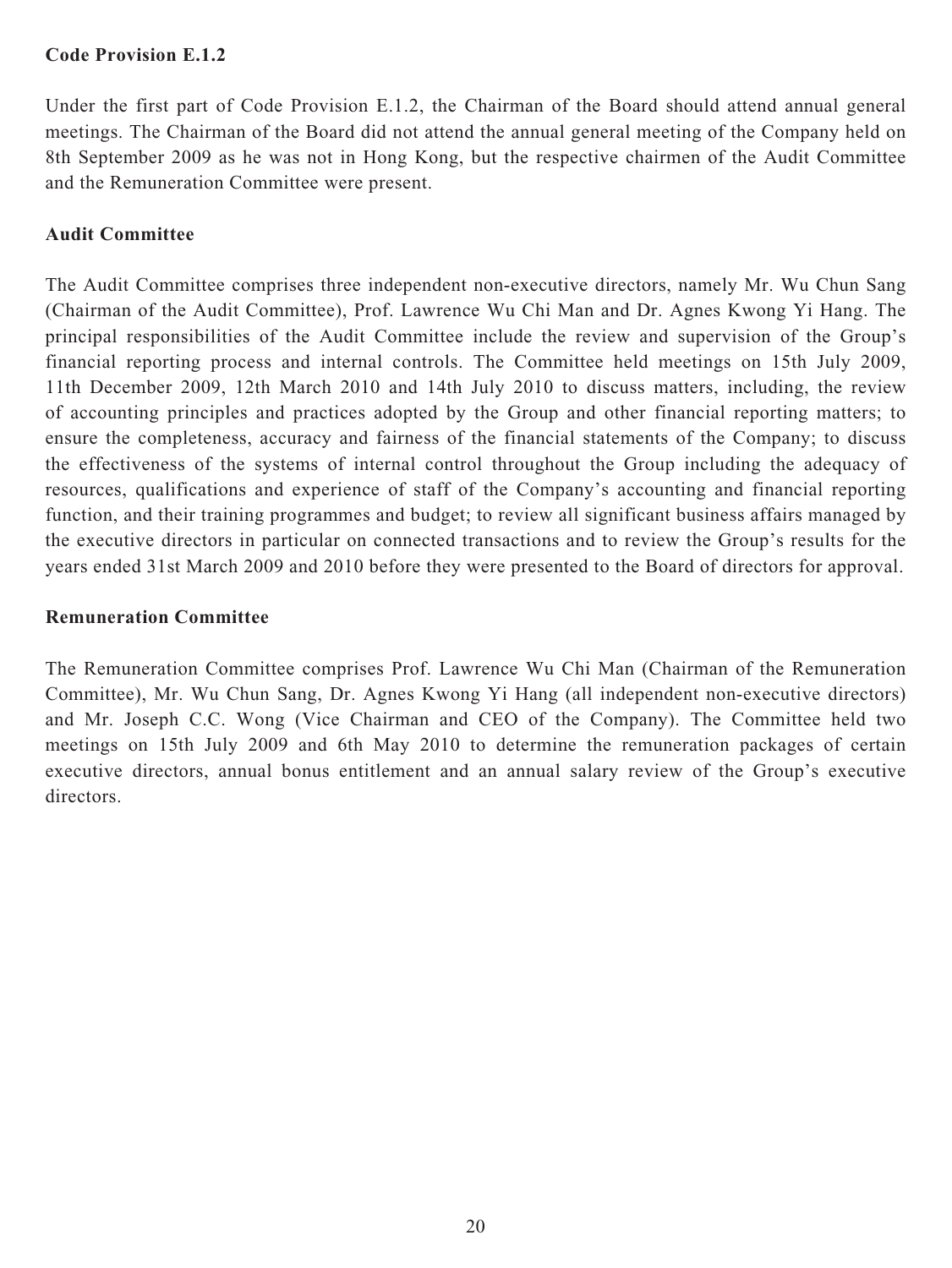**Code Provision E.1.2**

Under the first part of Code Provision E.1.2, the Chairman of the Board should attend annual general meetings. The Chairman of the Board did not attend the annual general meeting of the Company held on 8th September 2009 as he was not in Hong Kong, but the respective chairmen of the Audit Committee and the Remuneration Committee were present.

**Audit Committee**

The Audit Committee comprises three independent non-executive directors, namely Mr. Wu Chun Sang (Chairman of the Audit Committee), Prof. Lawrence Wu Chi Man and Dr. Agnes Kwong Yi Hang. The principal responsibilities of the Audit Committee include the review and supervision of the Group's financial reporting process and internal controls. The Committee held meetings on 15th July 2009, 11th December 2009, 12th March 2010 and 14th July 2010 to discuss matters, including, the review of accounting principles and practices adopted by the Group and other financial reporting matters; to ensure the completeness, accuracy and fairness of the financial statements of the Company; to discuss the effectiveness of the systems of internal control throughout the Group including the adequacy of resources, qualifications and experience of staff of the Company's accounting and financial reporting function, and their training programmes and budget; to review all significant business affairs managed by the executive directors in particular on connected transactions and to review the Group's results for the years ended 31st March 2009 and 2010 before they were presented to the Board of directors for approval.

**Remuneration Committee**

The Remuneration Committee comprises Prof. Lawrence Wu Chi Man (Chairman of the Remuneration Committee), Mr. Wu Chun Sang, Dr. Agnes Kwong Yi Hang (all independent non-executive directors) and Mr. Joseph C.C. Wong (Vice Chairman and CEO of the Company). The Committee held two meetings on 15th July 2009 and 6th May 2010 to determine the remuneration packages of certain executive directors, annual bonus entitlement and an annual salary review of the Group's executive directors.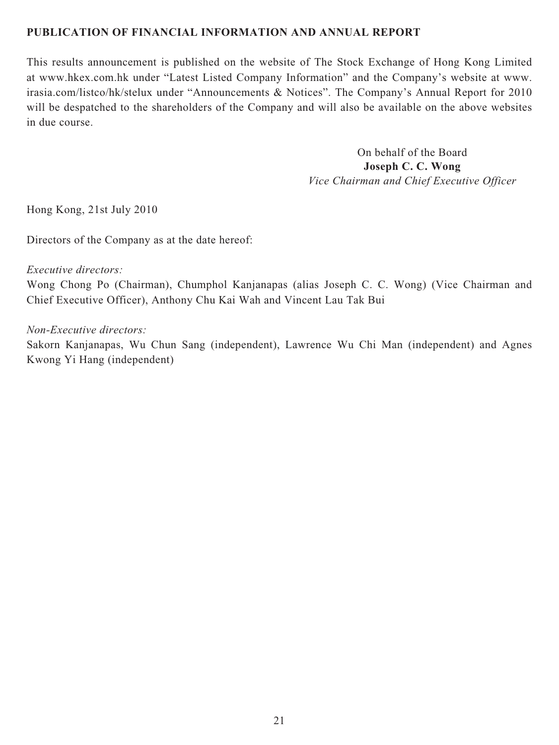**PUBLICATION OF FINANCIAL INFORMATION AND ANNUAL REPORT**

This results announcement is published on the website of The Stock Exchange of Hong Kong Limited at www.hkex.com.hk under "Latest Listed Company Information" and the Company's website at www.irasia.com/listco/hk/stelux under "Announcements & Notices". The Company's Annual Report for 2010 will be despatched to the shareholders of the Company and will also be available on the above websites in due course.

On behalf of the Board
**Joseph C. C. Wong**
*Vice Chairman and Chief Executive Officer*

Hong Kong, 21st July 2010

Directors of the Company as at the date hereof:

*Executive directors:*
Wong Chong Po (Chairman), Chumphol Kanjanapas (alias Joseph C. C. Wong) (Vice Chairman and Chief Executive Officer), Anthony Chu Kai Wah and Vincent Lau Tak Bui

*Non-Executive directors:*
Sakorn Kanjanapas, Wu Chun Sang (independent), Lawrence Wu Chi Man (independent) and Agnes Kwong Yi Hang (independent)